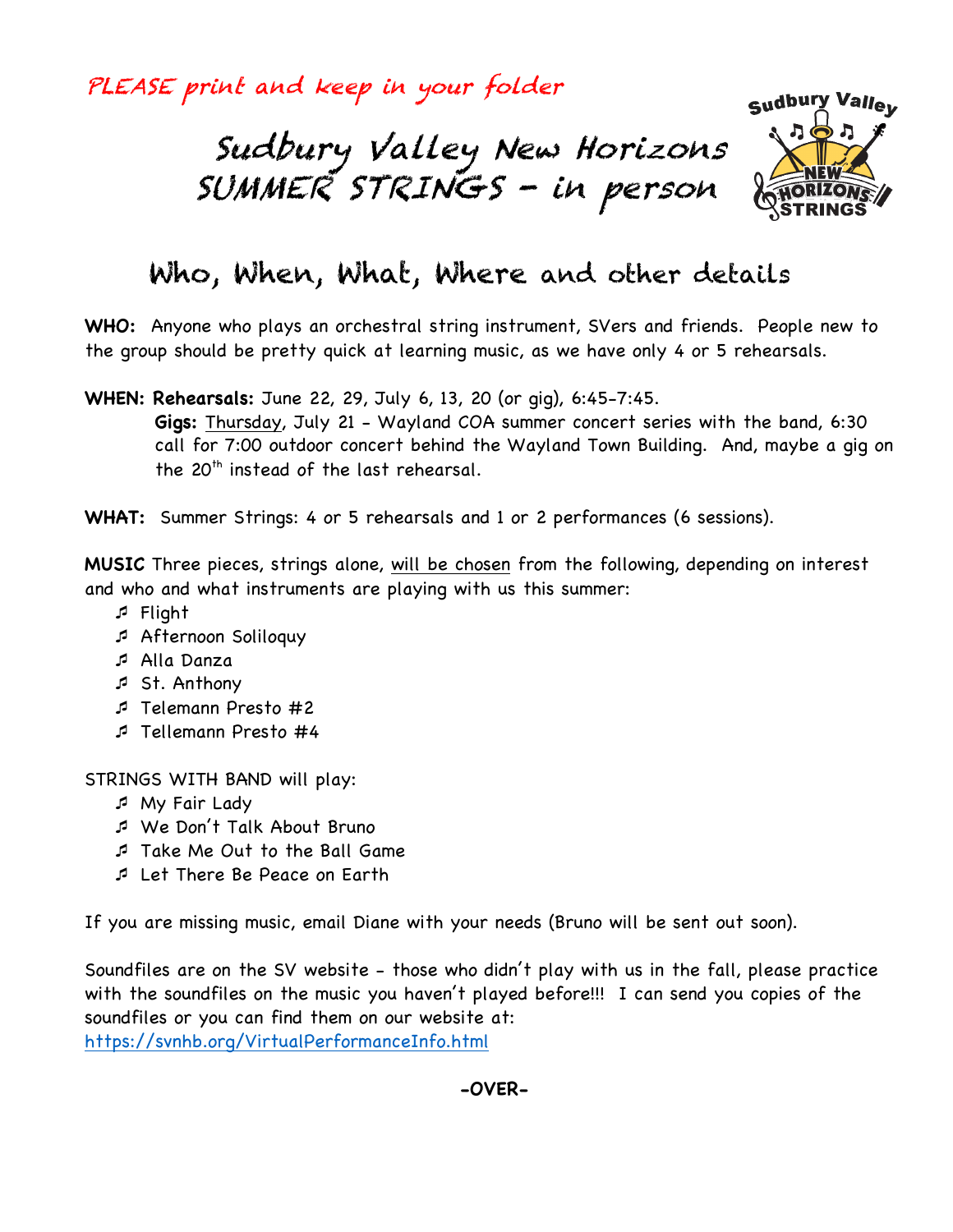*PLEASE print and keep in your folder*

# Sudbury Valley New Horizons SUMMER STRINGS – in person

## Who, When, What, Where and other details

**WHO:** Anyone who plays an orchestral string instrument, SVers and friends. People new to the group should be pretty quick at learning music, as we have only 4 or 5 rehearsals.

**WHEN: Rehearsals:** June 22, 29, July 6, 13, 20 (or gig), 6:45-7:45.

**Gigs:** Thursday, July 21 - Wayland COA summer concert series with the band, 6:30 call for 7:00 outdoor concert behind the Wayland Town Building. And, maybe a gig on the 20th instead of the last rehearsal.

**WHAT:** Summer Strings: 4 or 5 rehearsals and 1 or 2 performances (6 sessions).

**MUSIC** Three pieces, strings alone, will be chosen from the following, depending on interest and who and what instruments are playing with us this summer:

- Flight
- Afternoon Soliloquy
- Alla Danza
- St. Anthony
- Telemann Presto #2
- Tellemann Presto #4

STRINGS WITH BAND will play:

- My Fair Lady
- We Don't Talk About Bruno
- Take Me Out to the Ball Game
- Let There Be Peace on Earth

If you are missing music, email Diane with your needs (Bruno will be sent out soon).

Soundfiles are on the SV website - those who didn't play with us in the fall, please practice with the soundfiles on the music you haven't played before!!! I can send you copies of the soundfiles or you can find them on our website at:
https://svnhb.org/VirtualPerformanceInfo.html

**-OVER-**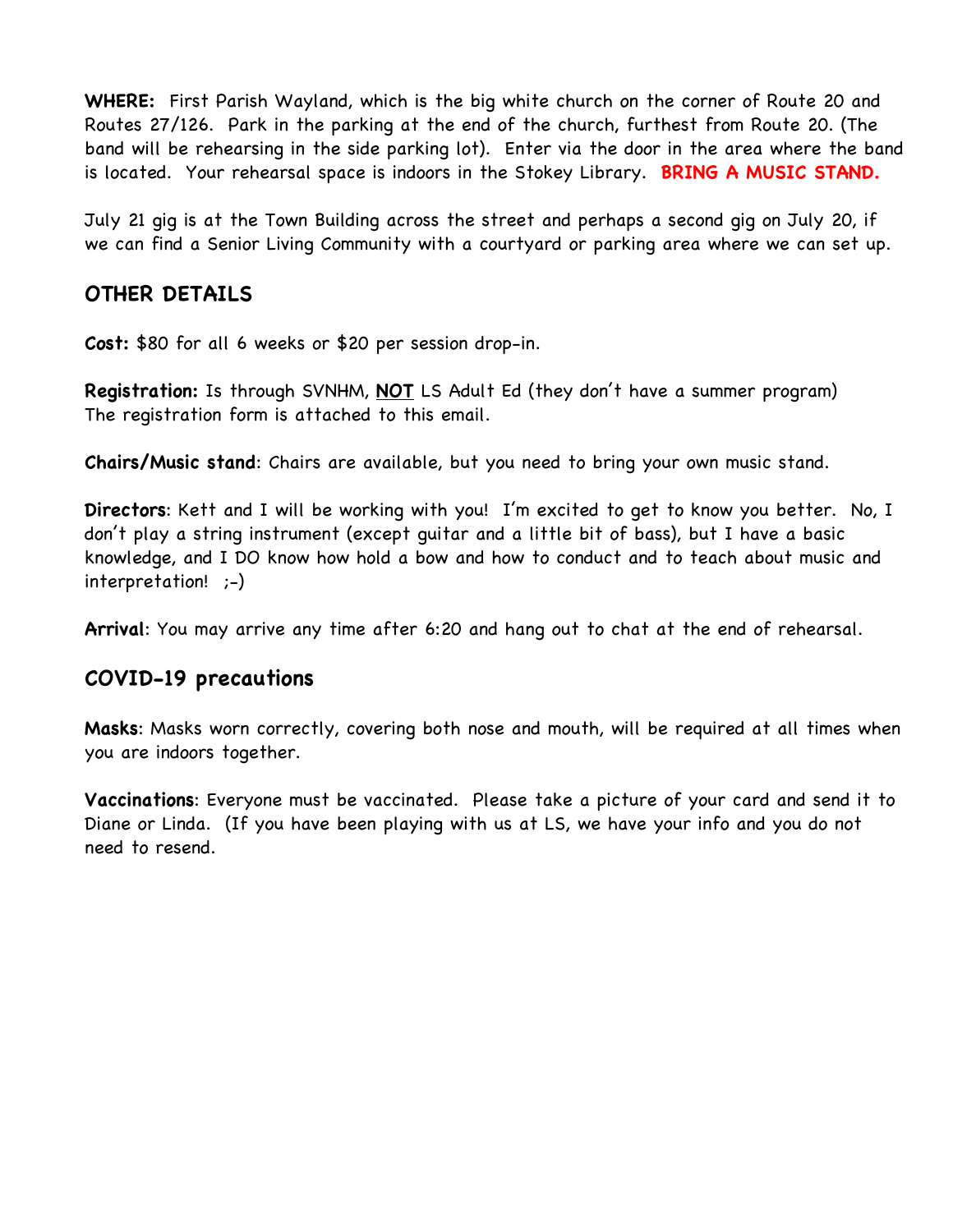**WHERE:** First Parish Wayland, which is the big white church on the corner of Route 20 and Routes 27/126. Park in the parking at the end of the church, furthest from Route 20. (The band will be rehearsing in the side parking lot). Enter via the door in the area where the band is located. Your rehearsal space is indoors in the Stokey Library. **BRING A MUSIC STAND.**

July 21 gig is at the Town Building across the street and perhaps a second gig on July 20, if we can find a Senior Living Community with a courtyard or parking area where we can set up.

## OTHER DETAILS

**Cost:** $80 for all 6 weeks or $20 per session drop-in.

**Registration:** Is through SVNHM, **NOT** LS Adult Ed (they don't have a summer program) The registration form is attached to this email.

**Chairs/Music stand**: Chairs are available, but you need to bring your own music stand.

**Directors**: Kett and I will be working with you! I'm excited to get to know you better. No, I don't play a string instrument (except guitar and a little bit of bass), but I have a basic knowledge, and I DO know how hold a bow and how to conduct and to teach about music and interpretation! ;-)

**Arrival**: You may arrive any time after 6:20 and hang out to chat at the end of rehearsal.

## COVID-19 precautions

**Masks**: Masks worn correctly, covering both nose and mouth, will be required at all times when you are indoors together.

**Vaccinations**: Everyone must be vaccinated. Please take a picture of your card and send it to Diane or Linda. (If you have been playing with us at LS, we have your info and you do not need to resend.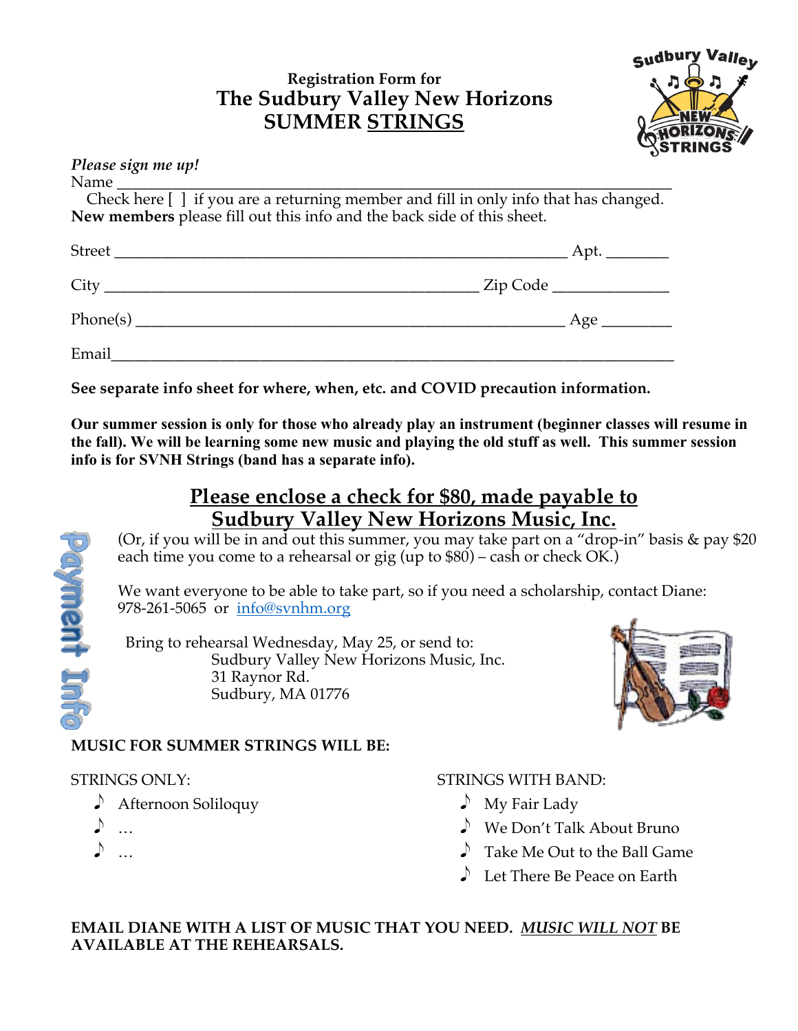## Registration Form for
# The Sudbury Valley New Horizons SUMMER STRINGS

*Please sign me up!*

Name ___________________________________________________________________

Check here [ ] if you are a returning member and fill in only info that has changed.

**New members** please fill out this info and the back side of this sheet.

Street _______________________________________________________ Apt. _______

City ____________________________________________ Zip Code ______________

Phone(s) ___________________________________________________ Age ________

Email____________________________________________________________________

**See separate info sheet for where, when, etc. and COVID precaution information.**

**Our summer session is only for those who already play an instrument (beginner classes will resume in the fall). We will be learning some new music and playing the old stuff as well. This summer session info is for SVNH Strings (band has a separate info).**

Payment Info

## Please enclose a check for $80, made payable to Sudbury Valley New Horizons Music, Inc.

(Or, if you will be in and out this summer, you may take part on a "drop-in" basis & pay $20 each time you come to a rehearsal or gig (up to $80) – cash or check OK.)

We want everyone to be able to take part, so if you need a scholarship, contact Diane: 978-261-5065 or info@svnhm.org

Bring to rehearsal Wednesday, May 25, or send to:
Sudbury Valley New Horizons Music, Inc.
31 Raynor Rd.
Sudbury, MA 01776

**MUSIC FOR SUMMER STRINGS WILL BE:**

STRINGS ONLY:

- Afternoon Soliloquy
- …
- …

STRINGS WITH BAND:

- My Fair Lady
- We Don't Talk About Bruno
- Take Me Out to the Ball Game
- Let There Be Peace on Earth

**EMAIL DIANE WITH A LIST OF MUSIC THAT YOU NEED. *MUSIC WILL NOT* BE AVAILABLE AT THE REHEARSALS.**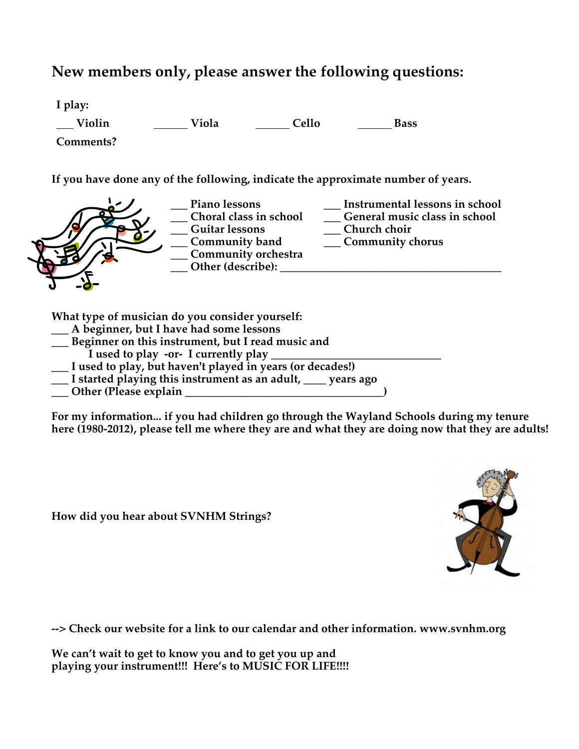## New members only, please answer the following questions:

**I play:**

___ **Violin** ______ **Viola** ______ **Cello** ______ **Bass**

**Comments?**

**If you have done any of the following, indicate the approximate number of years.**

- ___ **Piano lessons**
- ___ **Choral class in school**
- ___ **Guitar lessons**
- ___ **Community band**
- ___ **Community orchestra**
- ___ **Other (describe):** ________________________________________
- ___ **Instrumental lessons in school**
- ___ **General music class in school**
- ___ **Church choir**
- ___ **Community chorus**

**What type of musician do you consider yourself:**

___ **A beginner, but I have had some lessons**
___ **Beginner on this instrument, but I read music and**
  **I used to play -or- I currently play** ______________________________
___ **I used to play, but haven't played in years (or decades!)**
___ **I started playing this instrument as an adult,** ____ **years ago**
___ **Other (Please explain** ___________________________________**)**

**For my information... if you had children go through the Wayland Schools during my tenure here (1980-2012), please tell me where they are and what they are doing now that they are adults!**

**How did you hear about SVNHM Strings?**

**--> Check our website for a link to our calendar and other information. www.svnhm.org**

**We can't wait to get to know you and to get you up and playing your instrument!!! Here's to MUSIC FOR LIFE!!!!**